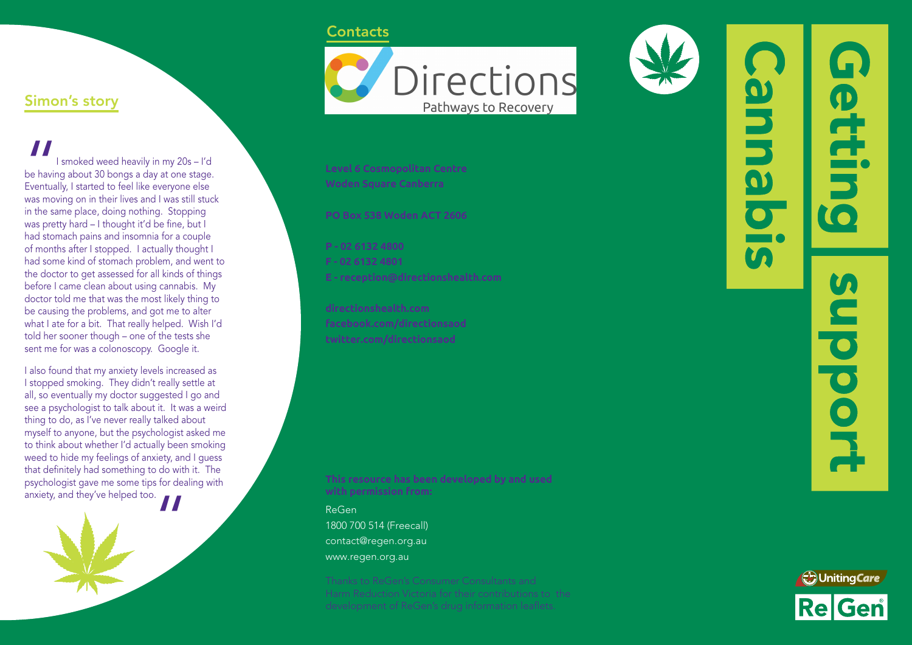## Simon's story

"I smoked weed heavily in my 20s – I'd be having about 30 bongs a day at one stage. Eventually, I started to feel like everyone else was moving on in their lives and I was still stuck in the same place, doing nothing. Stopping was pretty hard – I thought it'd be fine, but I had stomach pains and insomnia for a couple of months after I stopped. I actually thought I had some kind of stomach problem, and went to the doctor to get assessed for all kinds of things before I came clean about using cannabis. My doctor told me that was the most likely thing to be causing the problems, and got me to alter what I ate for a bit. That really helped. Wish I'd told her sooner though – one of the tests she sent me for was a colonoscopy. Google it.

I also found that my anxiety levels increased as I stopped smoking. They didn't really settle at all, so eventually my doctor suggested I go and see a psychologist to talk about it. It was a weird thing to do, as I've never really talked about myself to anyone, but the psychologist asked me to think about whether I'd actually been smoking weed to hide my feelings of anxiety, and I guess that definitely had something to do with it. The psychologist gave me some tips for dealing with anxiety, and they've helped too."

## Contacts

Directions
Pathways to Recovery

**Level 6 Cosmopolitan Centre**
**Woden Square Canberra**

**PO Box 538 Woden ACT 2606**

**P - 02 6132 4800**
**F - 02 6132 4801**
**E - reception@directionshealth.com**

**directionshealth.com**
**facebook.com/directionsaod**
**twitter.com/directionsaod**

**This resource has been developed by and used with permission from:**

ReGen
1800 700 514 (Freecall)
contact@regen.org.au
www.regen.org.au

Thanks to ReGen's Consumer Consultants and Harm Reduction Victoria for their contributions to the development of ReGen's drug information leaflets.

# Cannabis

# Getting support

UnitingCare
ReGen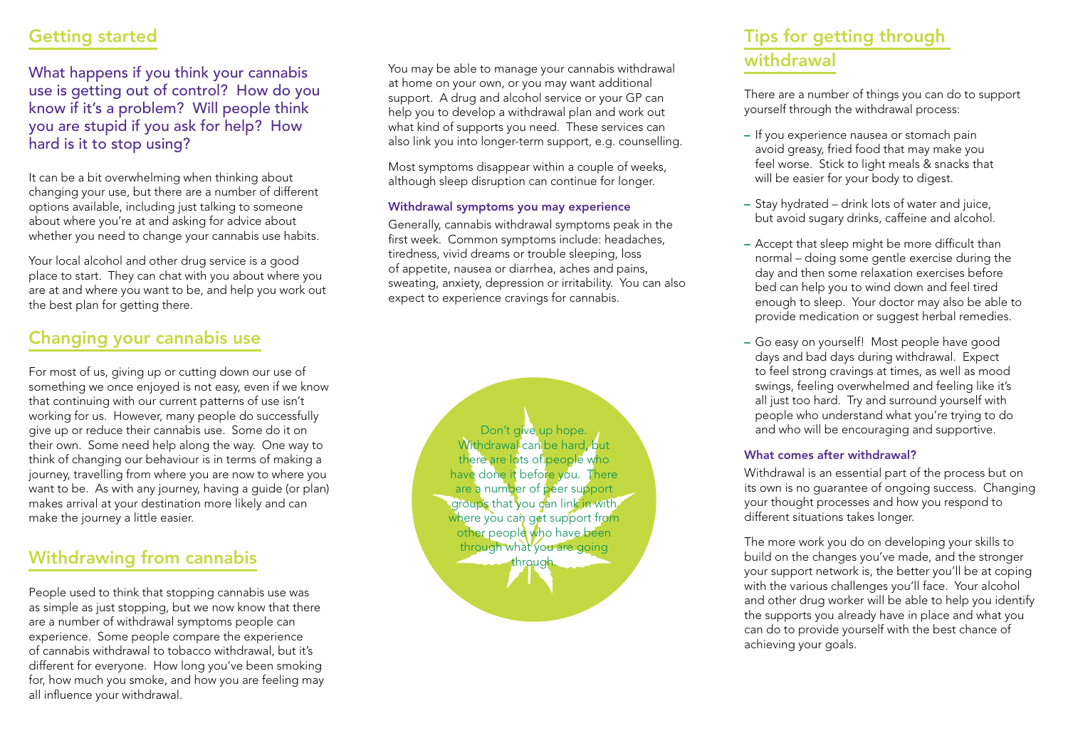## Getting started

What happens if you think your cannabis use is getting out of control? How do you know if it's a problem? Will people think you are stupid if you ask for help? How hard is it to stop using?

It can be a bit overwhelming when thinking about changing your use, but there are a number of different options available, including just talking to someone about where you're at and asking for advice about whether you need to change your cannabis use habits.

Your local alcohol and other drug service is a good place to start. They can chat with you about where you are at and where you want to be, and help you work out the best plan for getting there.

## Changing your cannabis use

For most of us, giving up or cutting down our use of something we once enjoyed is not easy, even if we know that continuing with our current patterns of use isn't working for us. However, many people do successfully give up or reduce their cannabis use. Some do it on their own. Some need help along the way. One way to think of changing our behaviour is in terms of making a journey, travelling from where you are now to where you want to be. As with any journey, having a guide (or plan) makes arrival at your destination more likely and can make the journey a little easier.

## Withdrawing from cannabis

People used to think that stopping cannabis use was as simple as just stopping, but we now know that there are a number of withdrawal symptoms people can experience. Some people compare the experience of cannabis withdrawal to tobacco withdrawal, but it's different for everyone. How long you've been smoking for, how much you smoke, and how you are feeling may all influence your withdrawal.

You may be able to manage your cannabis withdrawal at home on your own, or you may want additional support. A drug and alcohol service or your GP can help you to develop a withdrawal plan and work out what kind of supports you need. These services can also link you into longer-term support, e.g. counselling.

Most symptoms disappear within a couple of weeks, although sleep disruption can continue for longer.

### Withdrawal symptoms you may experience

Generally, cannabis withdrawal symptoms peak in the first week. Common symptoms include: headaches, tiredness, vivid dreams or trouble sleeping, loss of appetite, nausea or diarrhea, aches and pains, sweating, anxiety, depression or irritability. You can also expect to experience cravings for cannabis.

Don't give up hope. Withdrawal can be hard, but there are lots of people who have done it before you. There are a number of peer support groups that you can link in with where you can get support from other people who have been through what you are going through.

## Tips for getting through withdrawal

There are a number of things you can do to support yourself through the withdrawal process:

- If you experience nausea or stomach pain avoid greasy, fried food that may make you feel worse. Stick to light meals & snacks that will be easier for your body to digest.
- Stay hydrated – drink lots of water and juice, but avoid sugary drinks, caffeine and alcohol.
- Accept that sleep might be more difficult than normal – doing some gentle exercise during the day and then some relaxation exercises before bed can help you to wind down and feel tired enough to sleep. Your doctor may also be able to provide medication or suggest herbal remedies.
- Go easy on yourself! Most people have good days and bad days during withdrawal. Expect to feel strong cravings at times, as well as mood swings, feeling overwhelmed and feeling like it's all just too hard. Try and surround yourself with people who understand what you're trying to do and who will be encouraging and supportive.

### What comes after withdrawal?

Withdrawal is an essential part of the process but on its own is no guarantee of ongoing success. Changing your thought processes and how you respond to different situations takes longer.

The more work you do on developing your skills to build on the changes you've made, and the stronger your support network is, the better you'll be at coping with the various challenges you'll face. Your alcohol and other drug worker will be able to help you identify the supports you already have in place and what you can do to provide yourself with the best chance of achieving your goals.